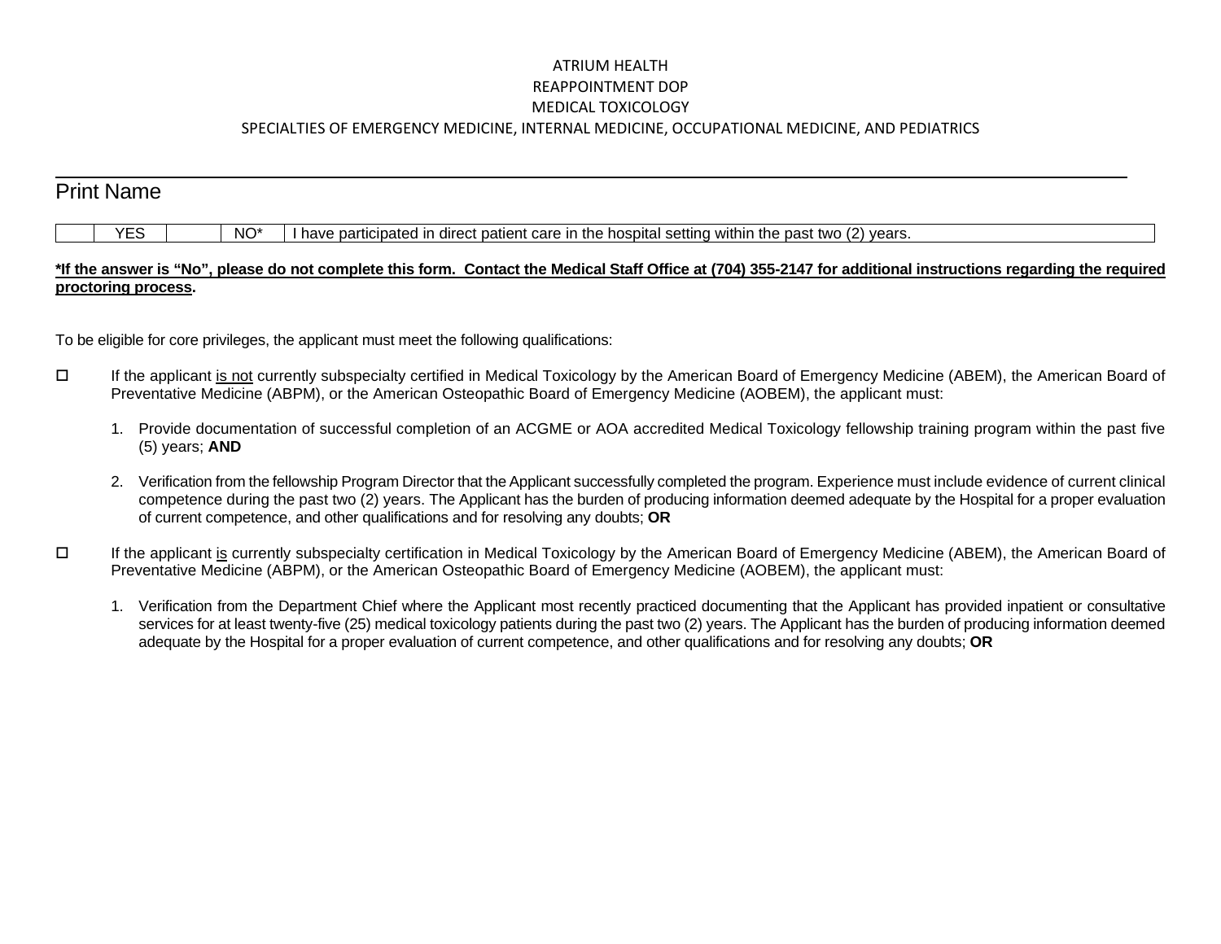ATRIUM HEALTH
REAPPOINTMENT DOP
MEDICAL TOXICOLOGY
SPECIALTIES OF EMERGENCY MEDICINE, INTERNAL MEDICINE, OCCUPATIONAL MEDICINE, AND PEDIATRICS

\_\_\_\_\_\_\_\_\_\_\_\_\_\_\_\_\_\_\_\_\_\_\_\_\_\_\_\_\_\_\_\_\_\_\_\_\_\_\_\_\_\_\_\_\_\_\_\_\_\_\_\_\_\_\_\_
Print Name

| | YES | | NO* | I have participated in direct patient care in the hospital setting within the past two (2) years. |
|---|---|---|---|---|

**<u>*If the answer is "No", please do not complete this form. Contact the Medical Staff Office at (704) 355-2147 for additional instructions regarding the required proctoring process</u>.**

To be eligible for core privileges, the applicant must meet the following qualifications:

- ☐ If the applicant <u>is not</u> currently subspecialty certified in Medical Toxicology by the American Board of Emergency Medicine (ABEM), the American Board of Preventative Medicine (ABPM), or the American Osteopathic Board of Emergency Medicine (AOBEM), the applicant must:

  1. Provide documentation of successful completion of an ACGME or AOA accredited Medical Toxicology fellowship training program within the past five (5) years; **AND**

  2. Verification from the fellowship Program Director that the Applicant successfully completed the program. Experience must include evidence of current clinical competence during the past two (2) years. The Applicant has the burden of producing information deemed adequate by the Hospital for a proper evaluation of current competence, and other qualifications and for resolving any doubts; **OR**

- ☐ If the applicant <u>is</u> currently subspecialty certification in Medical Toxicology by the American Board of Emergency Medicine (ABEM), the American Board of Preventative Medicine (ABPM), or the American Osteopathic Board of Emergency Medicine (AOBEM), the applicant must:

  1. Verification from the Department Chief where the Applicant most recently practiced documenting that the Applicant has provided inpatient or consultative services for at least twenty-five (25) medical toxicology patients during the past two (2) years. The Applicant has the burden of producing information deemed adequate by the Hospital for a proper evaluation of current competence, and other qualifications and for resolving any doubts; **OR**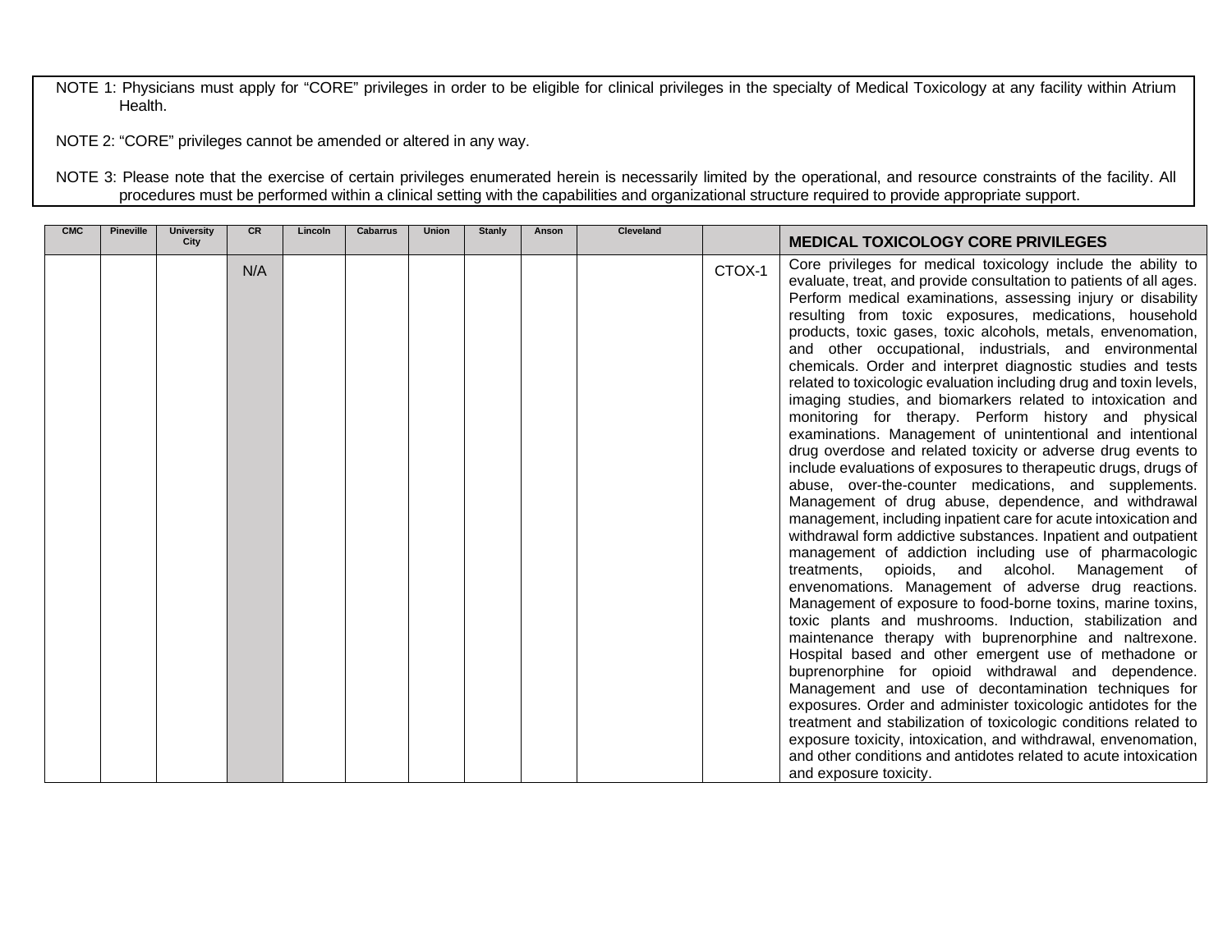NOTE 1: Physicians must apply for "CORE" privileges in order to be eligible for clinical privileges in the specialty of Medical Toxicology at any facility within Atrium Health.

NOTE 2: "CORE" privileges cannot be amended or altered in any way.

NOTE 3: Please note that the exercise of certain privileges enumerated herein is necessarily limited by the operational, and resource constraints of the facility. All procedures must be performed within a clinical setting with the capabilities and organizational structure required to provide appropriate support.

| CMC | Pineville | University City | CR | Lincoln | Cabarrus | Union | Stanly | Anson | Cleveland | | MEDICAL TOXICOLOGY CORE PRIVILEGES |
|---|---|---|---|---|---|---|---|---|---|---|---|
| | | | N/A | | | | | | | CTOX-1 | Core privileges for medical toxicology include the ability to evaluate, treat, and provide consultation to patients of all ages. Perform medical examinations, assessing injury or disability resulting from toxic exposures, medications, household products, toxic gases, toxic alcohols, metals, envenomation, and other occupational, industrials, and environmental chemicals. Order and interpret diagnostic studies and tests related to toxicologic evaluation including drug and toxin levels, imaging studies, and biomarkers related to intoxication and monitoring for therapy. Perform history and physical examinations. Management of unintentional and intentional drug overdose and related toxicity or adverse drug events to include evaluations of exposures to therapeutic drugs, drugs of abuse, over-the-counter medications, and supplements. Management of drug abuse, dependence, and withdrawal management, including inpatient care for acute intoxication and withdrawal form addictive substances. Inpatient and outpatient management of addiction including use of pharmacologic treatments, opioids, and alcohol. Management of envenomations. Management of adverse drug reactions. Management of exposure to food-borne toxins, marine toxins, toxic plants and mushrooms. Induction, stabilization and maintenance therapy with buprenorphine and naltrexone. Hospital based and other emergent use of methadone or buprenorphine for opioid withdrawal and dependence. Management and use of decontamination techniques for exposures. Order and administer toxicologic antidotes for the treatment and stabilization of toxicologic conditions related to exposure toxicity, intoxication, and withdrawal, envenomation, and other conditions and antidotes related to acute intoxication and exposure toxicity. |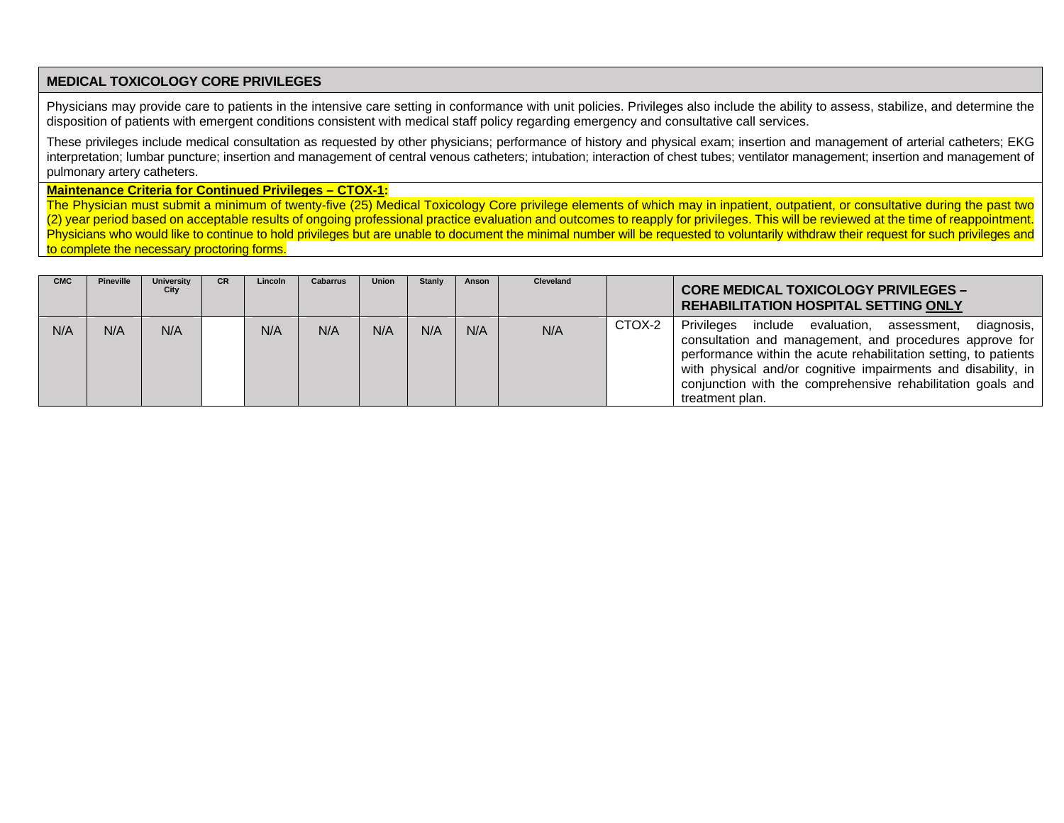## MEDICAL TOXICOLOGY CORE PRIVILEGES

Physicians may provide care to patients in the intensive care setting in conformance with unit policies. Privileges also include the ability to assess, stabilize, and determine the disposition of patients with emergent conditions consistent with medical staff policy regarding emergency and consultative call services.

These privileges include medical consultation as requested by other physicians; performance of history and physical exam; insertion and management of arterial catheters; EKG interpretation; lumbar puncture; insertion and management of central venous catheters; intubation; interaction of chest tubes; ventilator management; insertion and management of pulmonary artery catheters.

**Maintenance Criteria for Continued Privileges – CTOX-1:**

The Physician must submit a minimum of twenty-five (25) Medical Toxicology Core privilege elements of which may in inpatient, outpatient, or consultative during the past two (2) year period based on acceptable results of ongoing professional practice evaluation and outcomes to reapply for privileges. This will be reviewed at the time of reappointment. Physicians who would like to continue to hold privileges but are unable to document the minimal number will be requested to voluntarily withdraw their request for such privileges and to complete the necessary proctoring forms.

| CMC | Pineville | University City | CR | Lincoln | Cabarrus | Union | Stanly | Anson | Cleveland | | **CORE MEDICAL TOXICOLOGY PRIVILEGES – REHABILITATION HOSPITAL SETTING ONLY** |
|---|---|---|---|---|---|---|---|---|---|---|---|
| N/A | N/A | N/A | | N/A | N/A | N/A | N/A | N/A | N/A | CTOX-2 | Privileges include evaluation, assessment, diagnosis, consultation and management, and procedures approve for performance within the acute rehabilitation setting, to patients with physical and/or cognitive impairments and disability, in conjunction with the comprehensive rehabilitation goals and treatment plan. |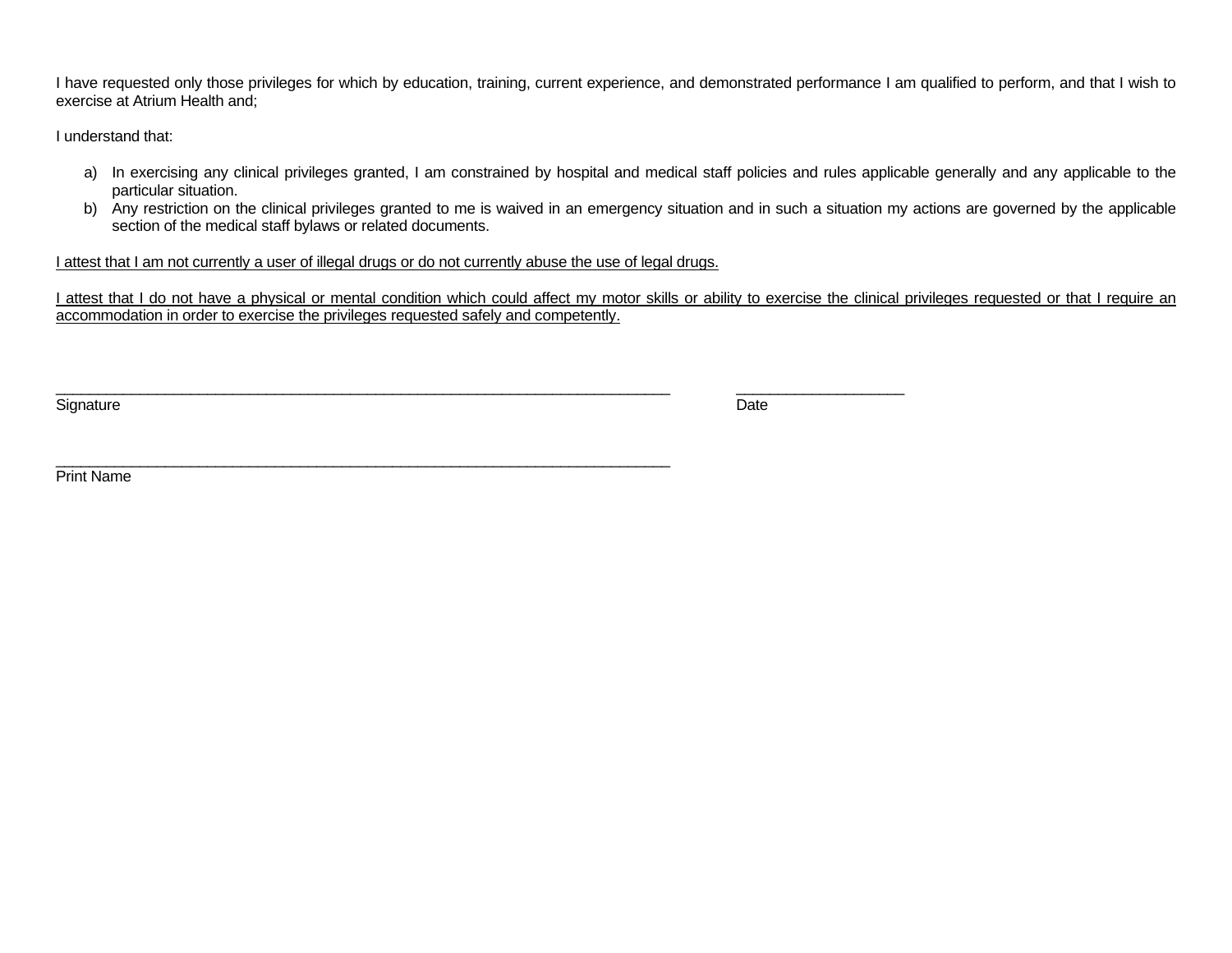I have requested only those privileges for which by education, training, current experience, and demonstrated performance I am qualified to perform, and that I wish to exercise at Atrium Health and;

I understand that:

a) In exercising any clinical privileges granted, I am constrained by hospital and medical staff policies and rules applicable generally and any applicable to the particular situation.
b) Any restriction on the clinical privileges granted to me is waived in an emergency situation and in such a situation my actions are governed by the applicable section of the medical staff bylaws or related documents.

<u>I attest that I am not currently a user of illegal drugs or do not currently abuse the use of legal drugs.</u>

<u>I attest that I do not have a physical or mental condition which could affect my motor skills or ability to exercise the clinical privileges requested or that I require an accommodation in order to exercise the privileges requested safely and competently.</u>

\_\_\_\_\_\_\_\_\_\_\_\_\_\_\_\_\_\_\_\_\_\_\_\_\_\_\_\_\_\_\_\_\_\_\_\_\_\_\_\_\_\_\_\_\_\_\_\_\_\_\_\_ \_\_\_\_\_\_\_\_\_\_\_\_\_\_\_\_\_\_\_\_

Signature Date

\_\_\_\_\_\_\_\_\_\_\_\_\_\_\_\_\_\_\_\_\_\_\_\_\_\_\_\_\_\_\_\_\_\_\_\_\_\_\_\_\_\_\_\_\_\_\_\_\_\_\_\_

Print Name